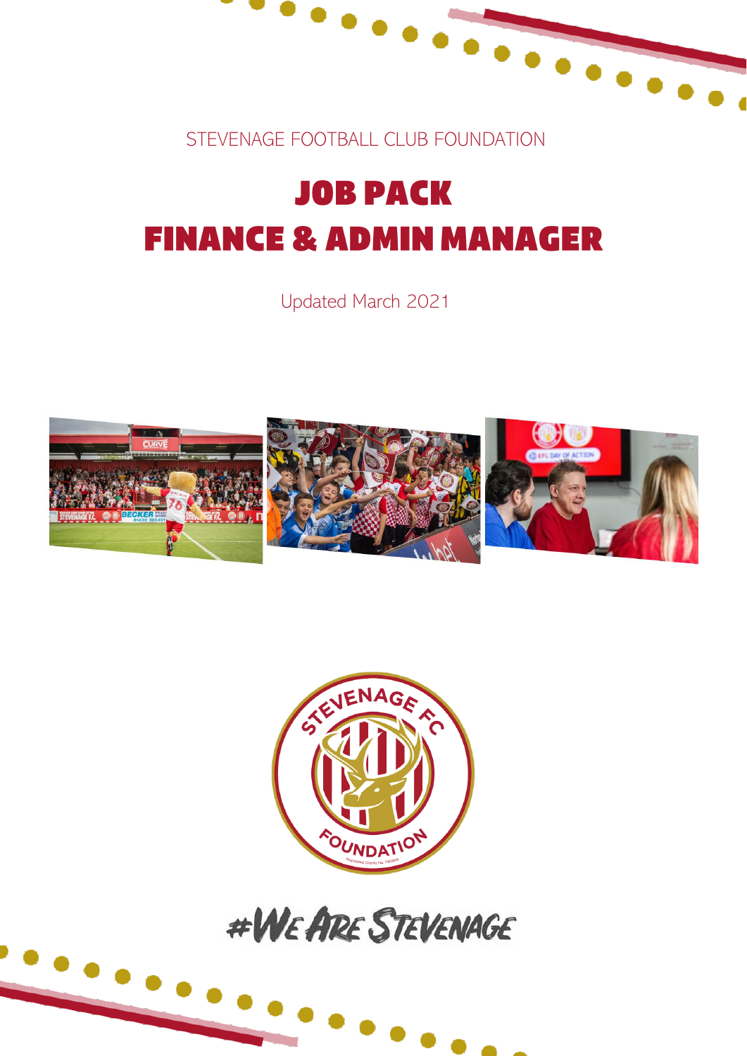STEVENAGE FOOTBALL CLUB FOUNDATION

# JOB PACK
# FINANCE & ADMIN MANAGER

Updated March 2021

#WeAreStevenage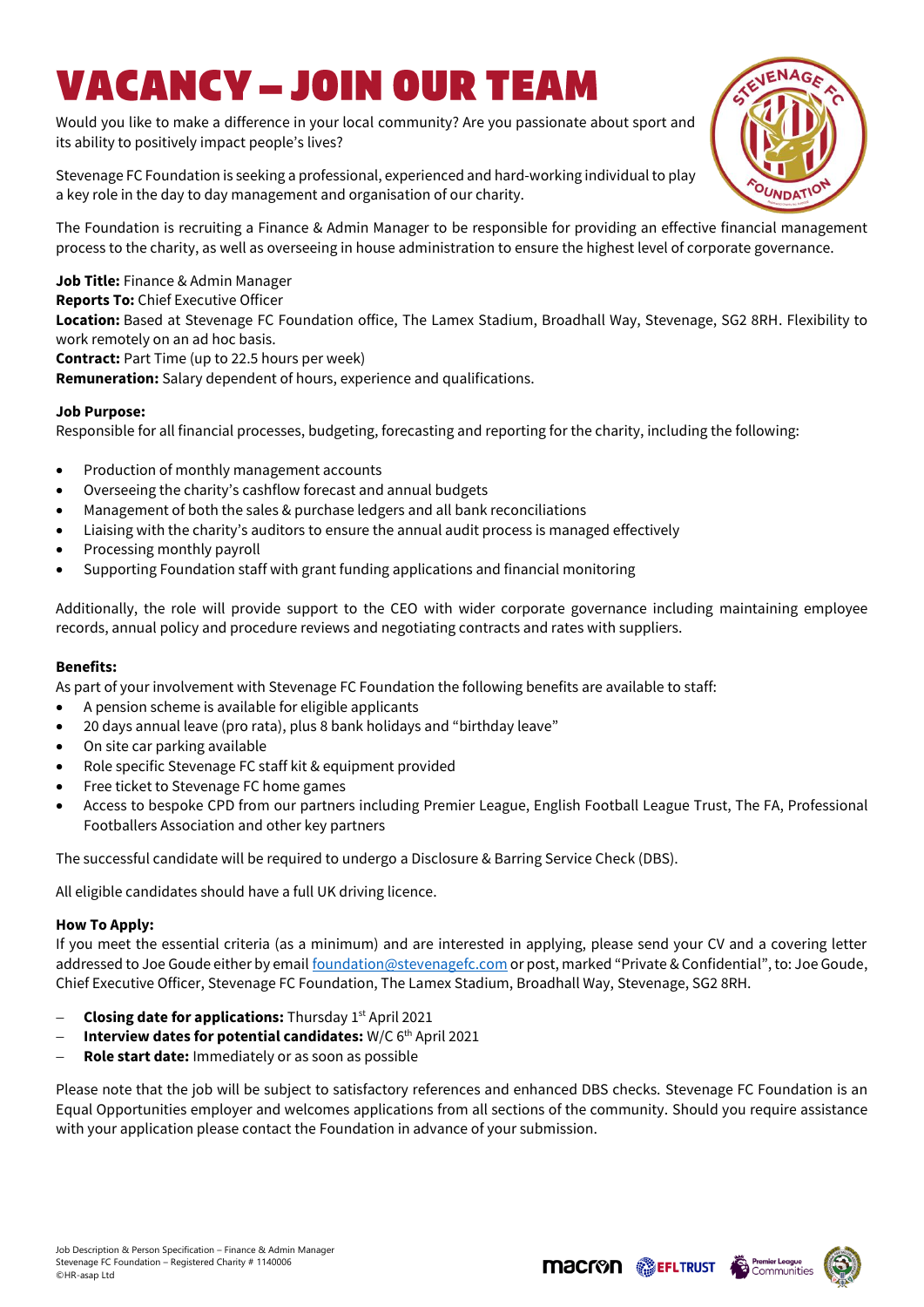# VACANCY – JOIN OUR TEAM

Would you like to make a difference in your local community? Are you passionate about sport and its ability to positively impact people's lives?

Stevenage FC Foundation is seeking a professional, experienced and hard-working individual to play a key role in the day to day management and organisation of our charity.

The Foundation is recruiting a Finance & Admin Manager to be responsible for providing an effective financial management process to the charity, as well as overseeing in house administration to ensure the highest level of corporate governance.

**Job Title:** Finance & Admin Manager
**Reports To:** Chief Executive Officer
**Location:** Based at Stevenage FC Foundation office, The Lamex Stadium, Broadhall Way, Stevenage, SG2 8RH. Flexibility to work remotely on an ad hoc basis.
**Contract:** Part Time (up to 22.5 hours per week)
**Remuneration:** Salary dependent of hours, experience and qualifications.

**Job Purpose:**
Responsible for all financial processes, budgeting, forecasting and reporting for the charity, including the following:

- Production of monthly management accounts
- Overseeing the charity's cashflow forecast and annual budgets
- Management of both the sales & purchase ledgers and all bank reconciliations
- Liaising with the charity's auditors to ensure the annual audit process is managed effectively
- Processing monthly payroll
- Supporting Foundation staff with grant funding applications and financial monitoring

Additionally, the role will provide support to the CEO with wider corporate governance including maintaining employee records, annual policy and procedure reviews and negotiating contracts and rates with suppliers.

**Benefits:**
As part of your involvement with Stevenage FC Foundation the following benefits are available to staff:

- A pension scheme is available for eligible applicants
- 20 days annual leave (pro rata), plus 8 bank holidays and "birthday leave"
- On site car parking available
- Role specific Stevenage FC staff kit & equipment provided
- Free ticket to Stevenage FC home games
- Access to bespoke CPD from our partners including Premier League, English Football League Trust, The FA, Professional Footballers Association and other key partners

The successful candidate will be required to undergo a Disclosure & Barring Service Check (DBS).

All eligible candidates should have a full UK driving licence.

**How To Apply:**
If you meet the essential criteria (as a minimum) and are interested in applying, please send your CV and a covering letter addressed to Joe Goude either by email foundation@stevenagefc.com or post, marked "Private & Confidential", to: Joe Goude, Chief Executive Officer, Stevenage FC Foundation, The Lamex Stadium, Broadhall Way, Stevenage, SG2 8RH.

- **Closing date for applications:** Thursday 1st April 2021
- **Interview dates for potential candidates:** W/C 6th April 2021
- **Role start date:** Immediately or as soon as possible

Please note that the job will be subject to satisfactory references and enhanced DBS checks. Stevenage FC Foundation is an Equal Opportunities employer and welcomes applications from all sections of the community. Should you require assistance with your application please contact the Foundation in advance of your submission.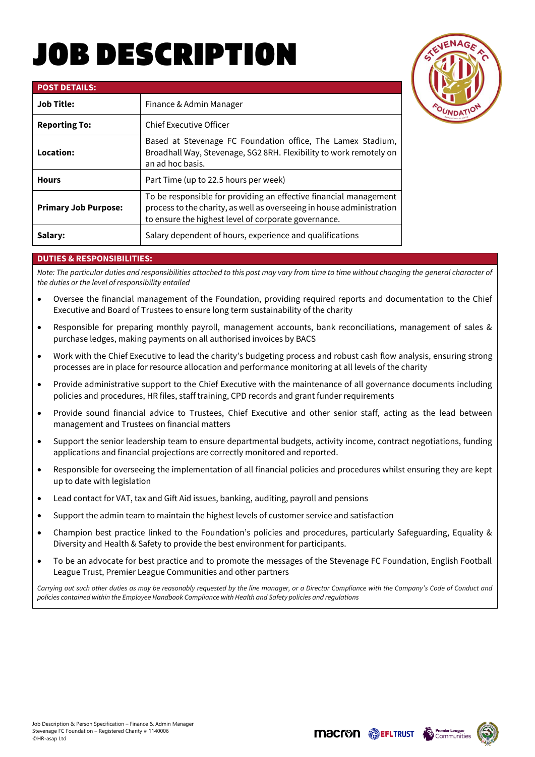# JOB DESCRIPTION

| POST DETAILS: | |
|---|---|
| **Job Title:** | Finance & Admin Manager |
| **Reporting To:** | Chief Executive Officer |
| **Location:** | Based at Stevenage FC Foundation office, The Lamex Stadium, Broadhall Way, Stevenage, SG2 8RH. Flexibility to work remotely on an ad hoc basis. |
| **Hours** | Part Time (up to 22.5 hours per week) |
| **Primary Job Purpose:** | To be responsible for providing an effective financial management process to the charity, as well as overseeing in house administration to ensure the highest level of corporate governance. |
| **Salary:** | Salary dependent of hours, experience and qualifications |

## DUTIES & RESPONSIBILITIES:

*Note: The particular duties and responsibilities attached to this post may vary from time to time without changing the general character of the duties or the level of responsibility entailed*

- Oversee the financial management of the Foundation, providing required reports and documentation to the Chief Executive and Board of Trustees to ensure long term sustainability of the charity
- Responsible for preparing monthly payroll, management accounts, bank reconciliations, management of sales & purchase ledges, making payments on all authorised invoices by BACS
- Work with the Chief Executive to lead the charity's budgeting process and robust cash flow analysis, ensuring strong processes are in place for resource allocation and performance monitoring at all levels of the charity
- Provide administrative support to the Chief Executive with the maintenance of all governance documents including policies and procedures, HR files, staff training, CPD records and grant funder requirements
- Provide sound financial advice to Trustees, Chief Executive and other senior staff, acting as the lead between management and Trustees on financial matters
- Support the senior leadership team to ensure departmental budgets, activity income, contract negotiations, funding applications and financial projections are correctly monitored and reported.
- Responsible for overseeing the implementation of all financial policies and procedures whilst ensuring they are kept up to date with legislation
- Lead contact for VAT, tax and Gift Aid issues, banking, auditing, payroll and pensions
- Support the admin team to maintain the highest levels of customer service and satisfaction
- Champion best practice linked to the Foundation's policies and procedures, particularly Safeguarding, Equality & Diversity and Health & Safety to provide the best environment for participants.
- To be an advocate for best practice and to promote the messages of the Stevenage FC Foundation, English Football League Trust, Premier League Communities and other partners

*Carrying out such other duties as may be reasonably requested by the line manager, or a Director Compliance with the Company's Code of Conduct and policies contained within the Employee Handbook Compliance with Health and Safety policies and regulations*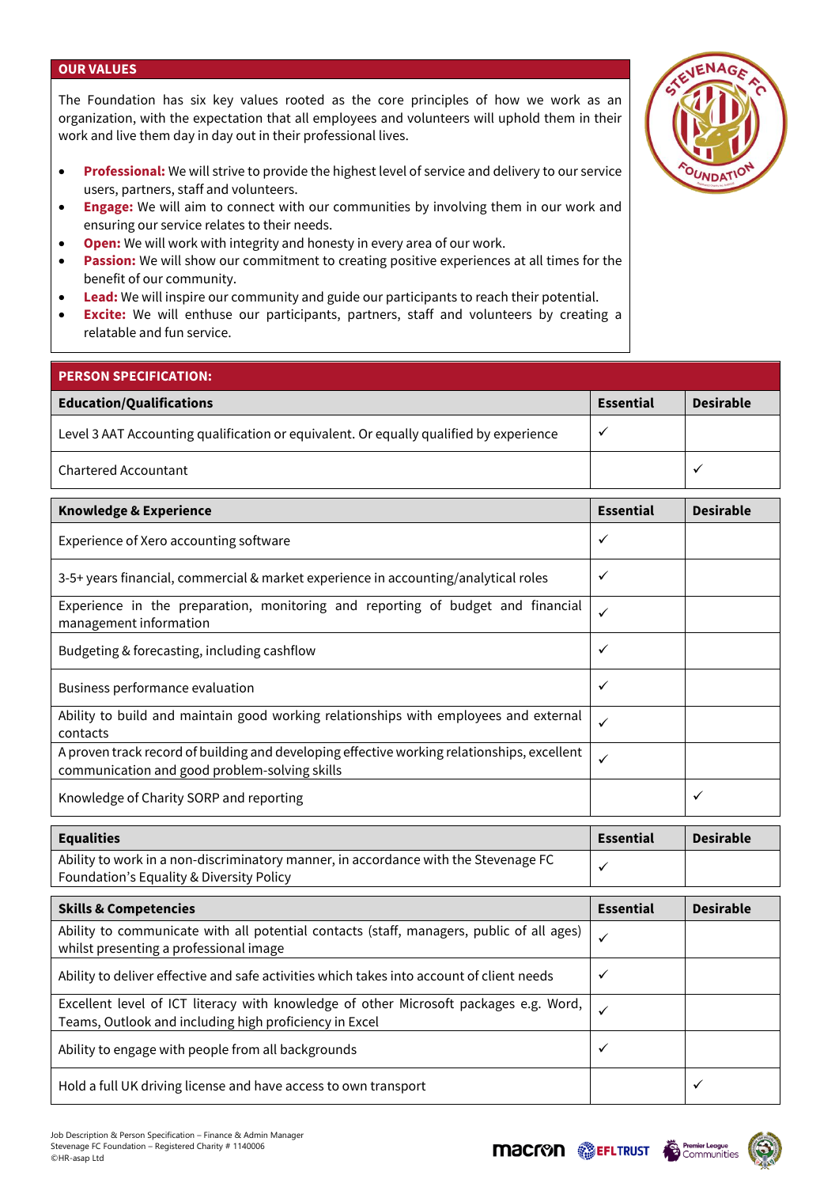## OUR VALUES

The Foundation has six key values rooted as the core principles of how we work as an organization, with the expectation that all employees and volunteers will uphold them in their work and live them day in day out in their professional lives.

- **Professional:** We will strive to provide the highest level of service and delivery to our service users, partners, staff and volunteers.
- **Engage:** We will aim to connect with our communities by involving them in our work and ensuring our service relates to their needs.
- **Open:** We will work with integrity and honesty in every area of our work.
- **Passion:** We will show our commitment to creating positive experiences at all times for the benefit of our community.
- **Lead:** We will inspire our community and guide our participants to reach their potential.
- **Excite:** We will enthuse our participants, partners, staff and volunteers by creating a relatable and fun service.

## PERSON SPECIFICATION:

| Education/Qualifications | Essential | Desirable |
|---|---|---|
| Level 3 AAT Accounting qualification or equivalent. Or equally qualified by experience | ✓ | |
| Chartered Accountant | | ✓ |

| Knowledge & Experience | Essential | Desirable |
|---|---|---|
| Experience of Xero accounting software | ✓ | |
| 3-5+ years financial, commercial & market experience in accounting/analytical roles | ✓ | |
| Experience in the preparation, monitoring and reporting of budget and financial management information | ✓ | |
| Budgeting & forecasting, including cashflow | ✓ | |
| Business performance evaluation | ✓ | |
| Ability to build and maintain good working relationships with employees and external contacts | ✓ | |
| A proven track record of building and developing effective working relationships, excellent communication and good problem-solving skills | ✓ | |
| Knowledge of Charity SORP and reporting | | ✓ |

| Equalities | Essential | Desirable |
|---|---|---|
| Ability to work in a non-discriminatory manner, in accordance with the Stevenage FC Foundation's Equality & Diversity Policy | ✓ | |

| Skills & Competencies | Essential | Desirable |
|---|---|---|
| Ability to communicate with all potential contacts (staff, managers, public of all ages) whilst presenting a professional image | ✓ | |
| Ability to deliver effective and safe activities which takes into account of client needs | ✓ | |
| Excellent level of ICT literacy with knowledge of other Microsoft packages e.g. Word, Teams, Outlook and including high proficiency in Excel | ✓ | |
| Ability to engage with people from all backgrounds | ✓ | |
| Hold a full UK driving license and have access to own transport | | ✓ |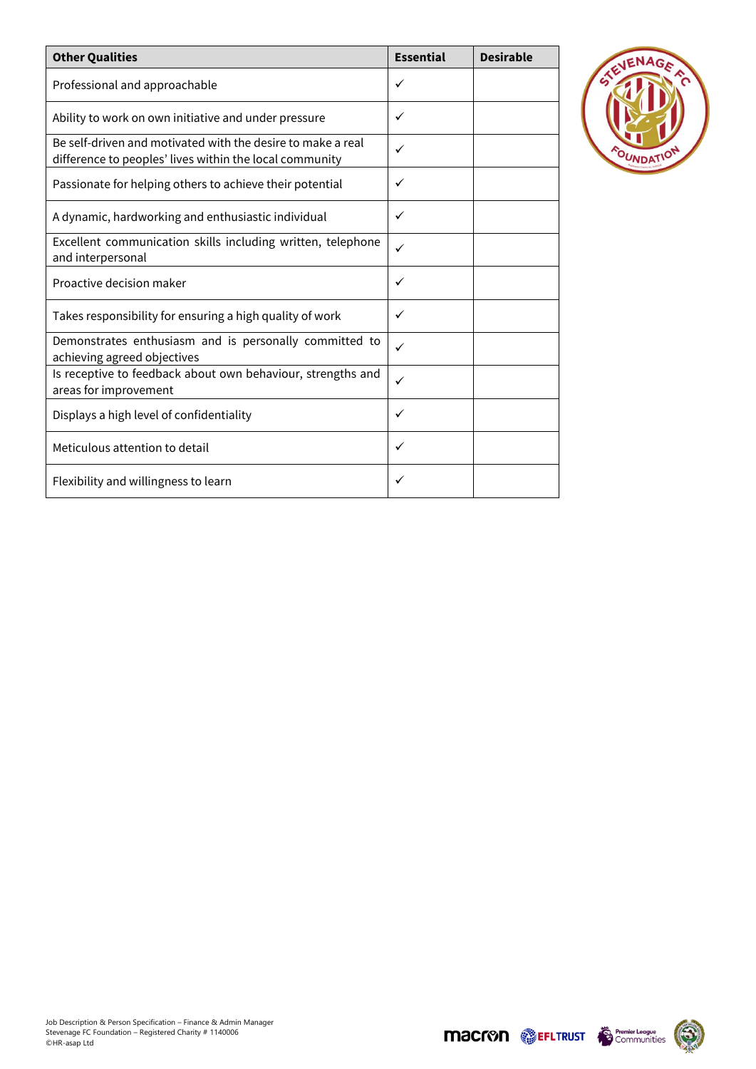| Other Qualities | Essential | Desirable |
|---|---|---|
| Professional and approachable | ✓ | |
| Ability to work on own initiative and under pressure | ✓ | |
| Be self-driven and motivated with the desire to make a real difference to peoples' lives within the local community | ✓ | |
| Passionate for helping others to achieve their potential | ✓ | |
| A dynamic, hardworking and enthusiastic individual | ✓ | |
| Excellent communication skills including written, telephone and interpersonal | ✓ | |
| Proactive decision maker | ✓ | |
| Takes responsibility for ensuring a high quality of work | ✓ | |
| Demonstrates enthusiasm and is personally committed to achieving agreed objectives | ✓ | |
| Is receptive to feedback about own behaviour, strengths and areas for improvement | ✓ | |
| Displays a high level of confidentiality | ✓ | |
| Meticulous attention to detail | ✓ | |
| Flexibility and willingness to learn | ✓ | |